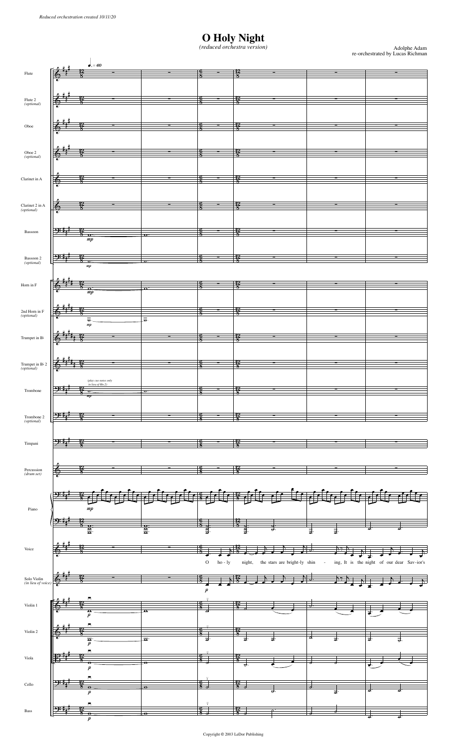*Reduced orchestration created 10/11/20*

# O Holy Night

*(reduced orchestra version)*

Adolphe Adam
re-orchestrated by Lucas Richman

Copyright © 2003 LeDor Publishing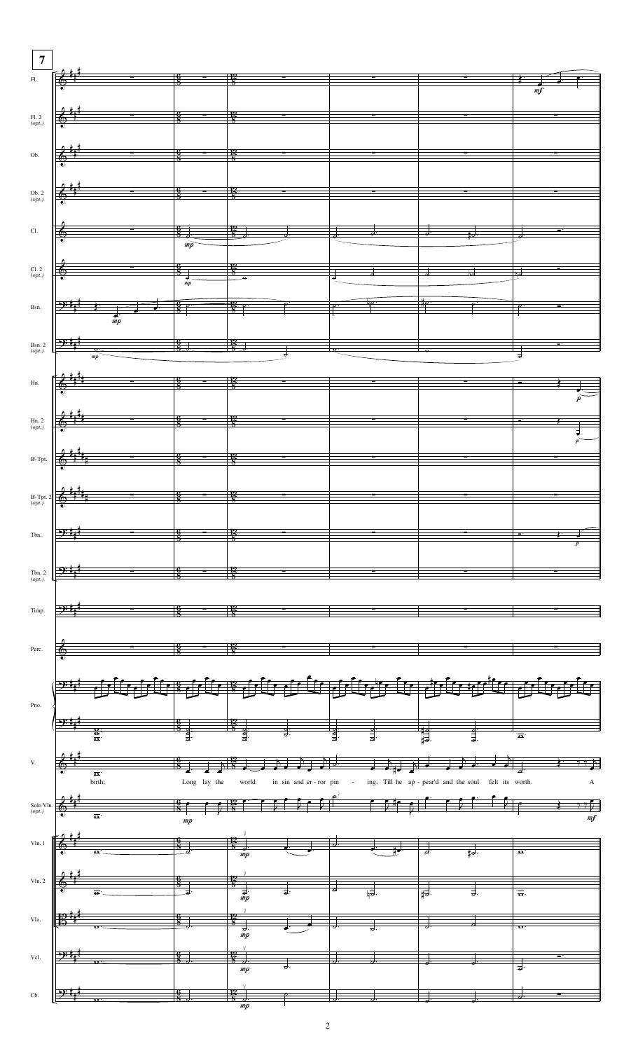**7**

Fl.

Fl. 2 (opt.)

Ob.

Ob. 2 (opt.)

Cl.

Cl. 2 (opt.)

Bsn.

Bsn. 2 (opt.)

Hn.

Hn. 2 (opt.)

B♭ Tpt.

B♭ Tpt. 2 (opt.)

Tbn.

Tbn. 2 (opt.)

Timp.

Perc.

Pno.

V.

birth; Long lay the world in sin and er - ror pin - ing, Till he ap - pear'd and the soul felt its worth. A

Solo Vln. (opt.)

Vln. 1

Vln. 2

Vla.

Vcl.

Cb.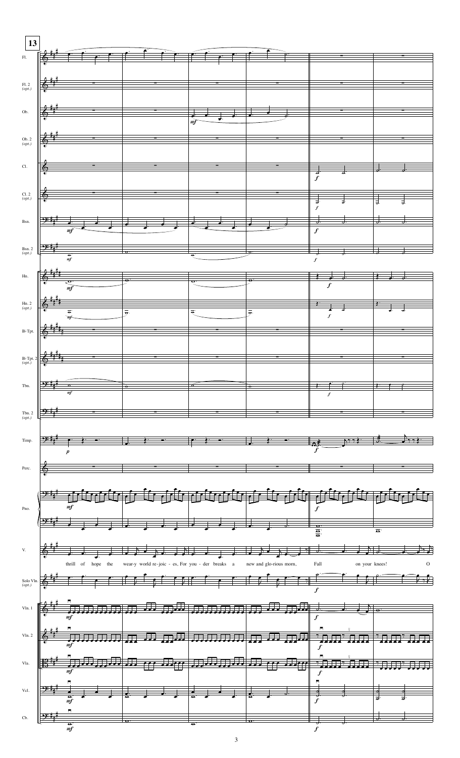**13**

thrill of hope the wear-y world re-joic - es, For you - der breaks a new and glo-rious morn, Fall on your knees! O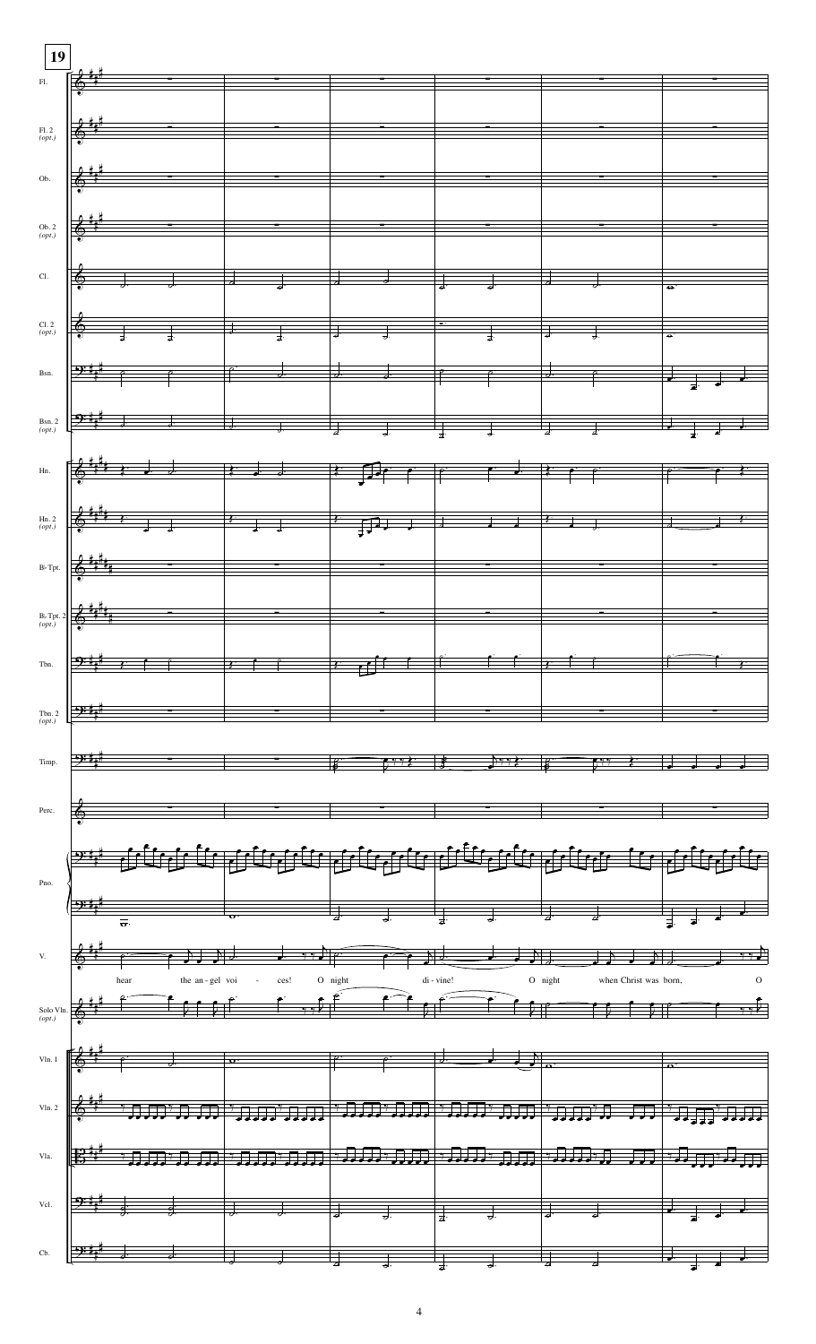**19**

Fl.

Fl. 2 (opt.)

Ob.

Ob. 2 (opt.)

Cl.

Cl. 2 (opt.)

Bsn.

Bsn. 2 (opt.)

Hn.

Hn. 2 (opt.)

B♭ Tpt.

B♭ Tpt. 2 (opt.)

Tbn.

Tbn. 2 (opt.)

Timp.

Perc.

Pno.

V.

hear the an - gel voi - ces! O night di - vine! O night when Christ was born, O

Solo Vln. (opt.)

Vln. 1

Vln. 2

Vla.

Vcl.

Cb.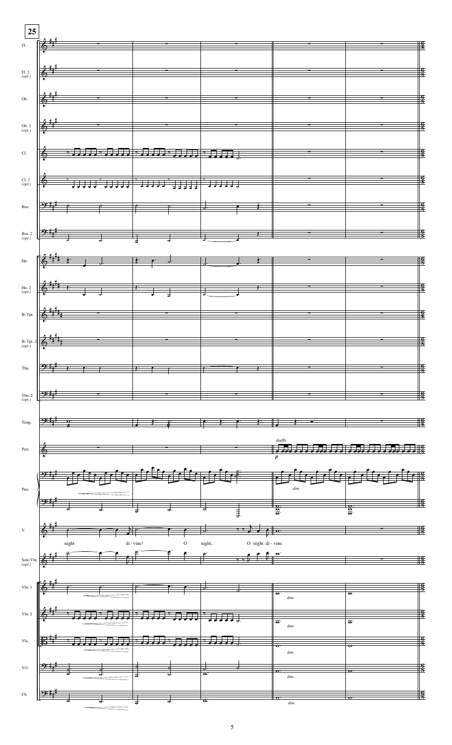**25**

Fl.

Fl. 2 *(opt.)*

Ob.

Ob. 2 *(opt.)*

Cl.

Cl. 2 *(opt.)*

Bsn.

Bsn. 2 *(opt.)*

Hn.

Hn. 2 *(opt.)*

B♭ Tpt.

B♭ Tpt. 2 *(opt.)*

Tbn.

Tbn. 2 *(opt.)*

Timp.

Perc. — *shuffle* — *p*

Pno. — *dim.*

V. — night di - vine! O night, O night di - vine.

Solo Vln. *(opt.)*

Vln. 1 — *dim.*

Vln. 2 — *dim.*

Vla. — *dim.*

Vcl. — *dim.*

Cb. — *dim.*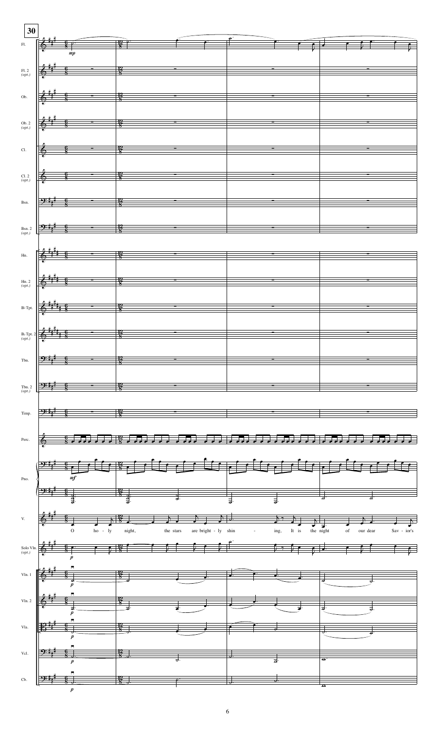30

Fl.

Fl. 2 (opt.)

Ob.

Ob. 2 (opt.)

Cl.

Cl. 2 (opt.)

Bsn.

Bsn. 2 (opt.)

Hn.

Hn. 2 (opt.)

B♭ Tpt.

B♭ Tpt. 2 (opt.)

Tbn.

Tbn. 2 (opt.)

Timp.

Perc.

Pno.

V.

O ho - ly night, the stars are bright - ly shin - ing, It is the night of our dear Sav - ior's

Solo Vln. (opt.)

Vln. 1

Vln. 2

Vla.

Vcl.

Cb.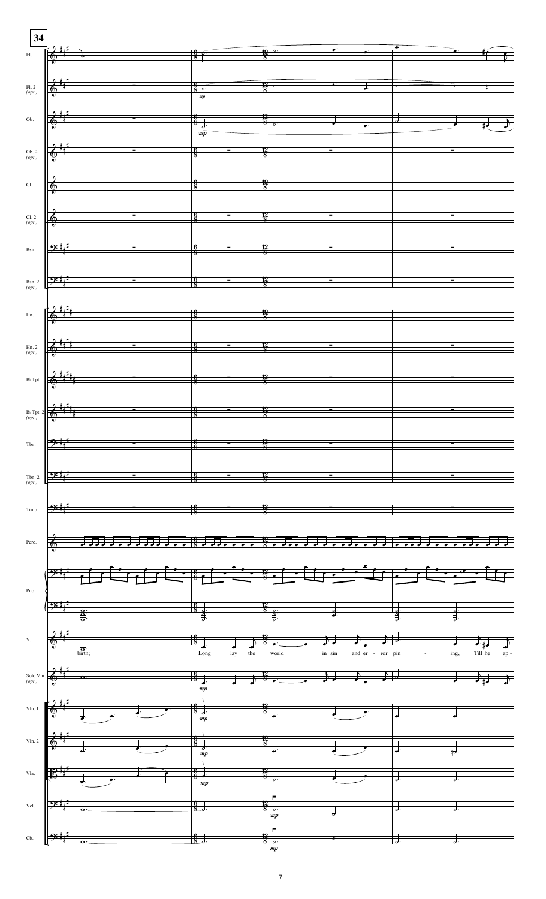**34**

Fl.
Fl. 2 (opt.)
Ob.
Ob. 2 (opt.)
Cl.
Cl. 2 (opt.)
Bsn.
Bsn. 2 (opt.)
Hn.
Hn. 2 (opt.)
B♭ Tpt.
B♭ Tpt. 2 (opt.)
Tbn.
Tbn. 2 (opt.)
Timp.
Perc.
Pno.
V.
Solo Vln. (opt.)
Vln. 1
Vln. 2
Vla.
Vcl.
Cb.

birth; Long lay the world in sin and er - ror pin - ing, Till he ap -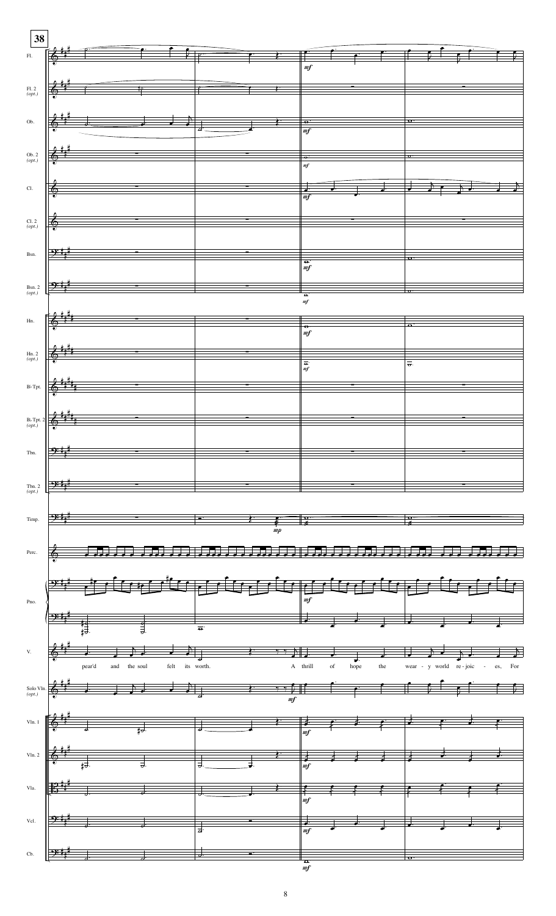**38**

Fl.

Fl. 2 (opt.)

Ob.

Ob. 2 (opt.)

Cl.

Cl. 2 (opt.)

Bsn.

Bsn. 2 (opt.)

Hn.

Hn. 2 (opt.)

B♭ Tpt.

B♭ Tpt. 2 (opt.)

Tbn.

Tbn. 2 (opt.)

Timp.

Perc.

Pno.

V.

pear'd and the soul felt its worth. A thrill of hope the wear - y world re - joic - es, For

Solo Vln. (opt.)

Vln. 1

Vln. 2

Vla.

Vcl.

Cb.

*mf* *mp*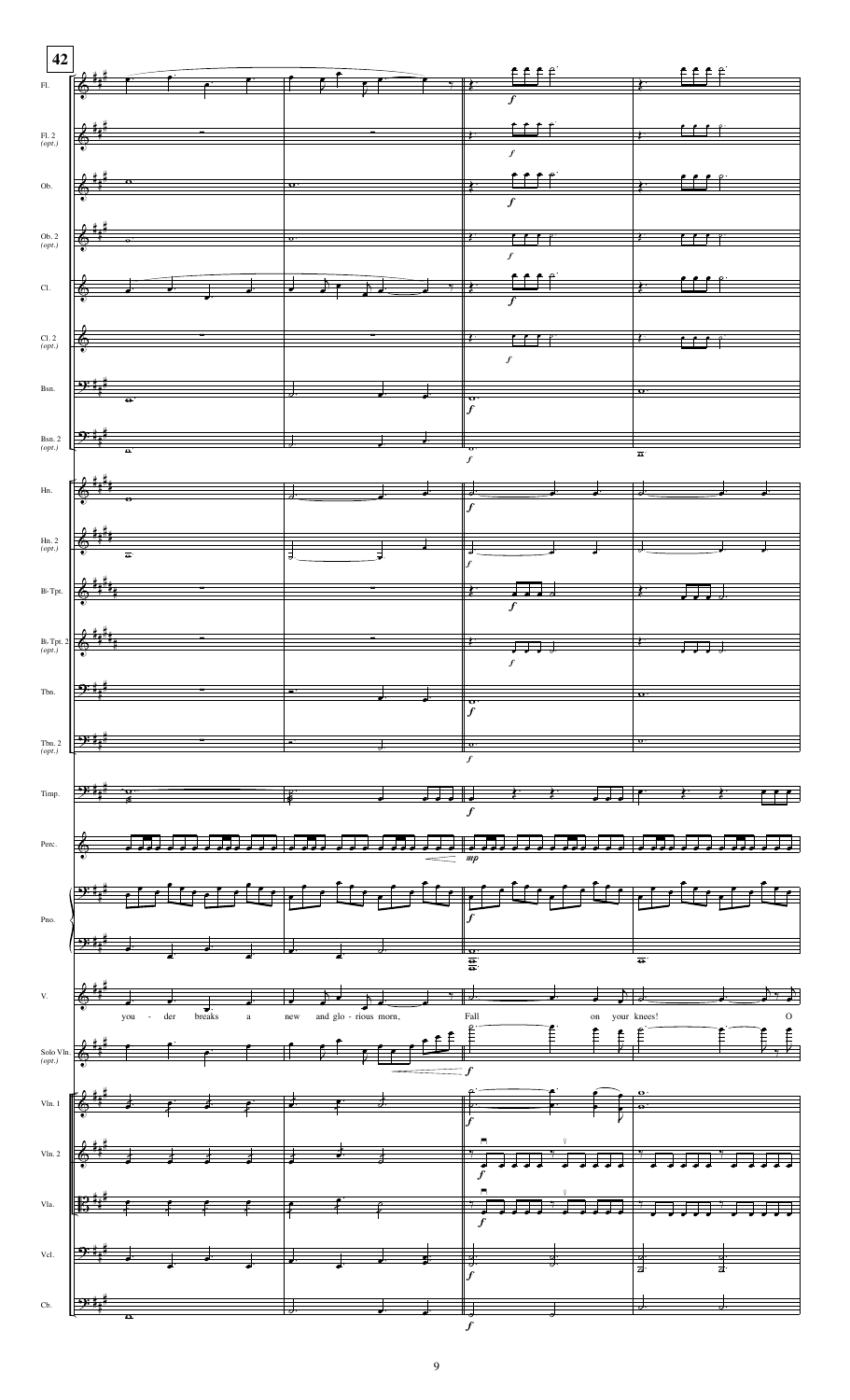42

Fl.

Fl. 2 (opt.)

Ob.

Ob. 2 (opt.)

Cl.

Cl. 2 (opt.)

Bsn.

Bsn. 2 (opt.)

Hn.

Hn. 2 (opt.)

B♭ Tpt.

B♭ Tpt. 2 (opt.)

Tbn.

Tbn. 2 (opt.)

Timp.

Perc.

Pno.

V.

you - der breaks a new and glo - rious morn, Fall on your knees! O

Solo Vln. (opt.)

Vln. 1

Vln. 2

Vla.

Vcl.

Cb.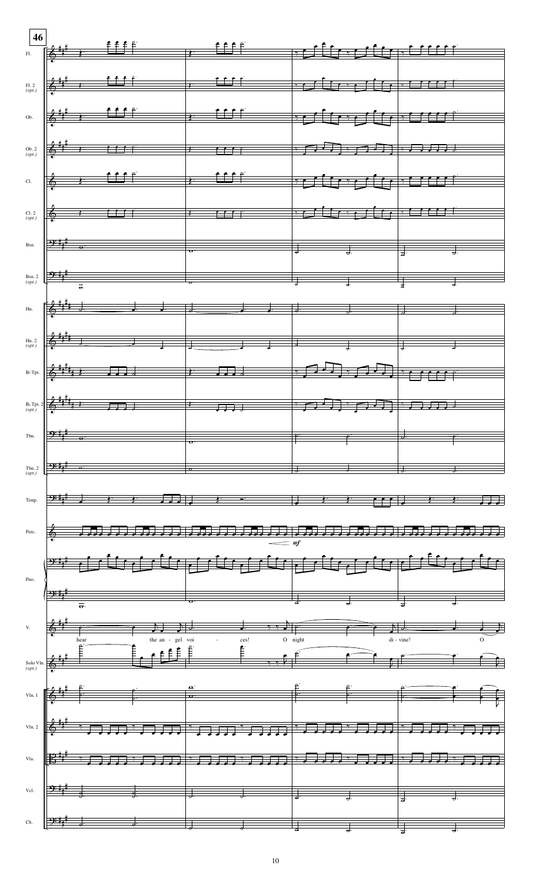46

Fl.

Fl. 2 (opt.)

Ob.

Ob. 2 (opt.)

Cl.

Cl. 2 (opt.)

Bsn.

Bsn. 2 (opt.)

Hn.

Hn. 2 (opt.)

B♭ Tpt.

B♭ Tpt. 2 (opt.)

Tbn.

Tbn. 2 (opt.)

Timp.

Perc.

*mf*

Pno.

V.

hear the an - gel voi - ces! O night di - vine! O

Solo Vln. (opt.)

Vln. 1

Vln. 2

Vla.

Vcl.

Cb.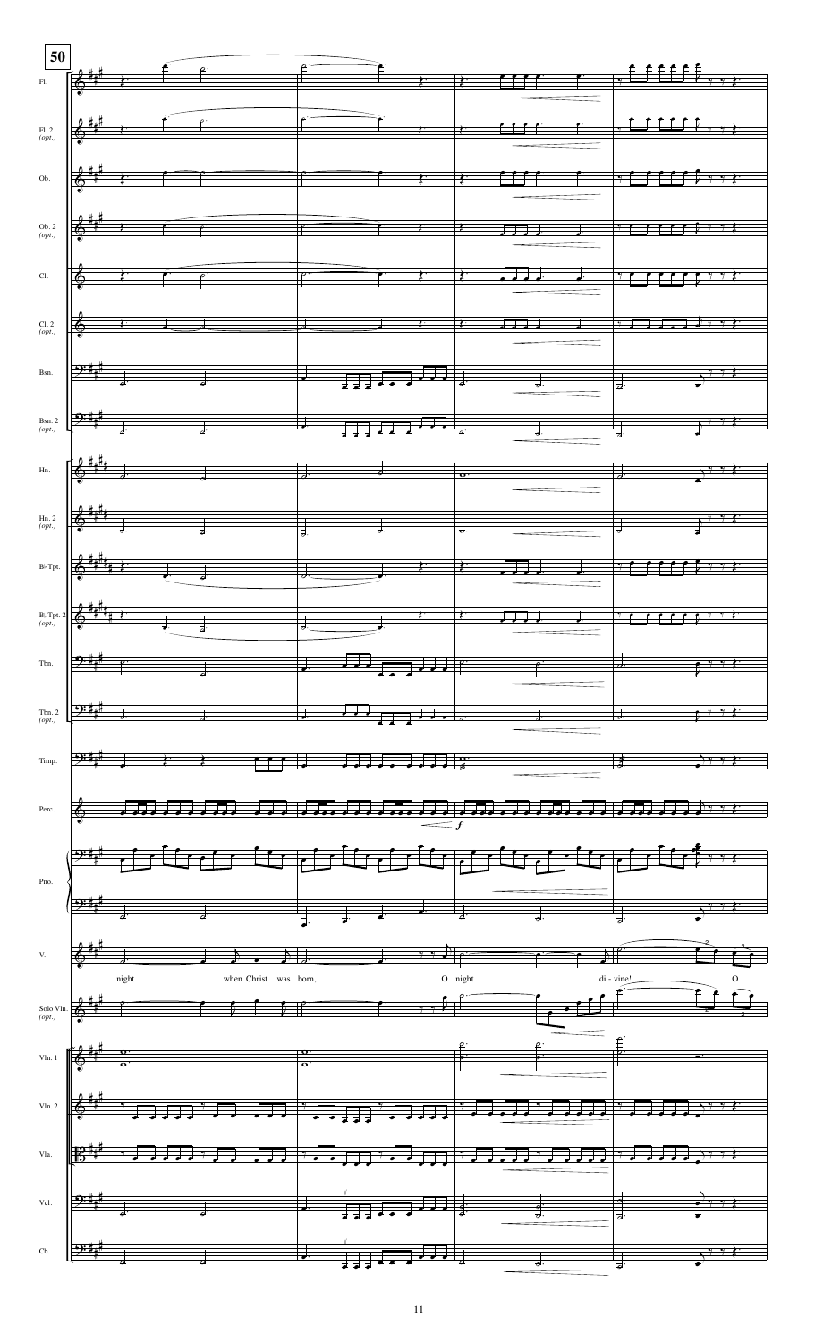50

Fl.

Fl. 2 (opt.)

Ob.

Ob. 2 (opt.)

Cl.

Cl. 2 (opt.)

Bsn.

Bsn. 2 (opt.)

Hn.

Hn. 2 (opt.)

B♭ Tpt.

B♭ Tpt. 2 (opt.)

Tbn.

Tbn. 2 (opt.)

Timp.

Perc.

*f*

Pno.

V.

night when Christ was born, O night di - vine! O

Solo Vln. (opt.)

Vln. 1

Vln. 2

Vla.

Vcl.

Cb.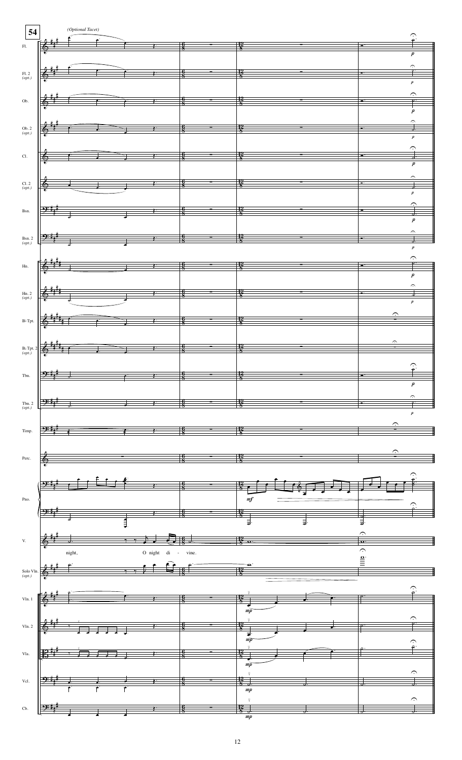54

*(Optional Tacet)*

Fl.

Fl. 2 (opt.)

Ob.

Ob. 2 (opt.)

Cl.

Cl. 2 (opt.)

Bsn.

Bsn. 2 (opt.)

Hn.

Hn. 2 (opt.)

B♭ Tpt.

B♭ Tpt. 2 (opt.)

Tbn.

Tbn. 2 (opt.)

Timp.

Perc.

Pno.

V.

night, O night di - vine.

Solo Vln. (opt.)

Vln. 1

Vln. 2

Vla.

Vcl.

Cb.